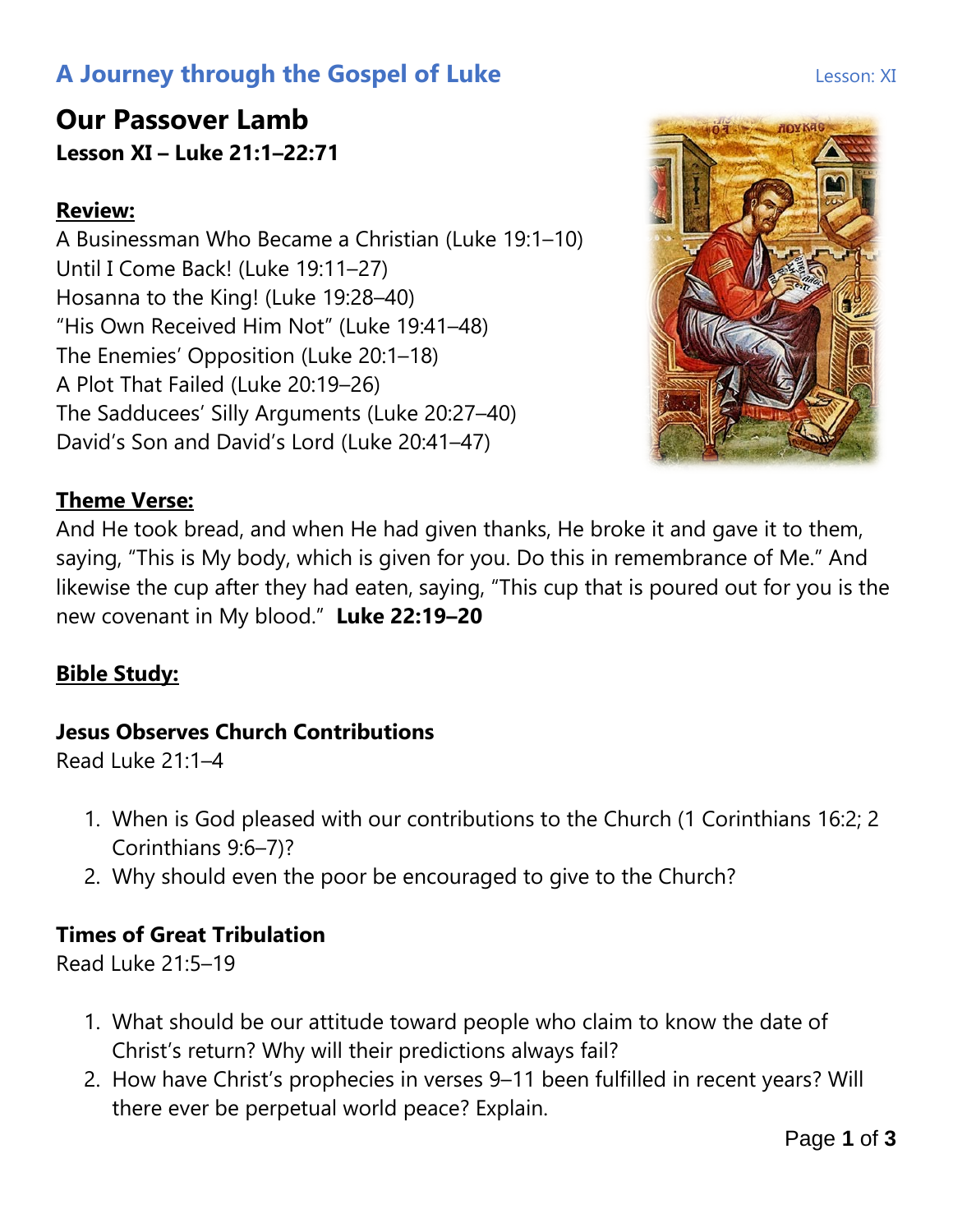# A Journey through the Gospel of Luke

Lesson: XI

## Our Passover Lamb

**Lesson XI – Luke 21:1–22:71**

**Review:**

A Businessman Who Became a Christian (Luke 19:1–10)
Until I Come Back! (Luke 19:11–27)
Hosanna to the King! (Luke 19:28–40)
"His Own Received Him Not" (Luke 19:41–48)
The Enemies' Opposition (Luke 20:1–18)
A Plot That Failed (Luke 20:19–26)
The Sadducees' Silly Arguments (Luke 20:27–40)
David's Son and David's Lord (Luke 20:41–47)

**Theme Verse:**

And He took bread, and when He had given thanks, He broke it and gave it to them, saying, "This is My body, which is given for you. Do this in remembrance of Me." And likewise the cup after they had eaten, saying, "This cup that is poured out for you is the new covenant in My blood." **Luke 22:19–20**

**Bible Study:**

### Jesus Observes Church Contributions

Read Luke 21:1–4

1. When is God pleased with our contributions to the Church (1 Corinthians 16:2; 2 Corinthians 9:6–7)?
2. Why should even the poor be encouraged to give to the Church?

### Times of Great Tribulation

Read Luke 21:5–19

1. What should be our attitude toward people who claim to know the date of Christ's return? Why will their predictions always fail?
2. How have Christ's prophecies in verses 9–11 been fulfilled in recent years? Will there ever be perpetual world peace? Explain.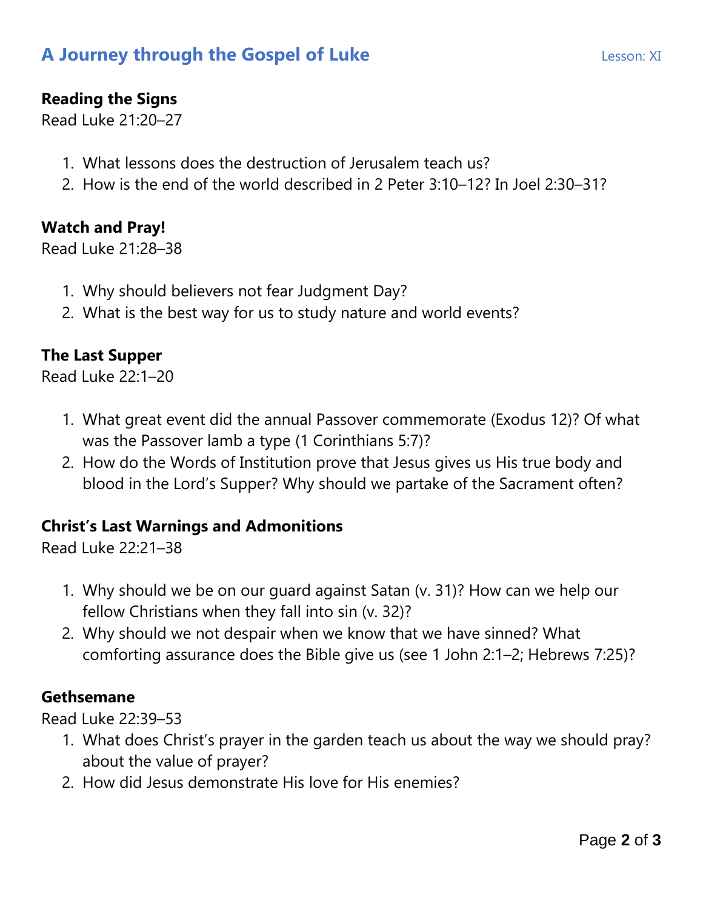## Reading the Signs

Read Luke 21:20–27

1. What lessons does the destruction of Jerusalem teach us?
2. How is the end of the world described in 2 Peter 3:10–12? In Joel 2:30–31?

## Watch and Pray!

Read Luke 21:28–38

1. Why should believers not fear Judgment Day?
2. What is the best way for us to study nature and world events?

## The Last Supper

Read Luke 22:1–20

1. What great event did the annual Passover commemorate (Exodus 12)? Of what was the Passover lamb a type (1 Corinthians 5:7)?
2. How do the Words of Institution prove that Jesus gives us His true body and blood in the Lord's Supper? Why should we partake of the Sacrament often?

## Christ's Last Warnings and Admonitions

Read Luke 22:21–38

1. Why should we be on our guard against Satan (v. 31)? How can we help our fellow Christians when they fall into sin (v. 32)?
2. Why should we not despair when we know that we have sinned? What comforting assurance does the Bible give us (see 1 John 2:1–2; Hebrews 7:25)?

## Gethsemane

Read Luke 22:39–53

1. What does Christ's prayer in the garden teach us about the way we should pray? about the value of prayer?
2. How did Jesus demonstrate His love for His enemies?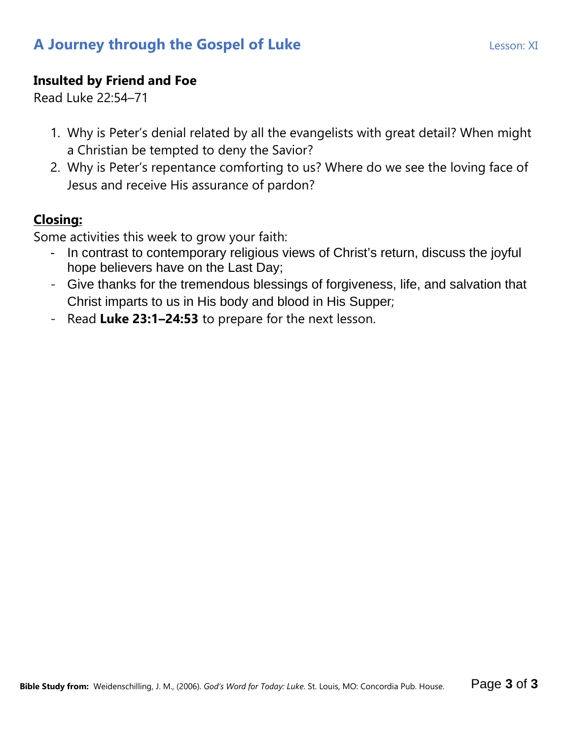### Insulted by Friend and Foe

Read Luke 22:54–71

1. Why is Peter's denial related by all the evangelists with great detail? When might a Christian be tempted to deny the Savior?
2. Why is Peter's repentance comforting to us? Where do we see the loving face of Jesus and receive His assurance of pardon?

## Closing:

Some activities this week to grow your faith:

- In contrast to contemporary religious views of Christ's return, discuss the joyful hope believers have on the Last Day;
- Give thanks for the tremendous blessings of forgiveness, life, and salvation that Christ imparts to us in His body and blood in His Supper;
- Read **Luke 23:1–24:53** to prepare for the next lesson.

**Bible Study from:** Weidenschilling, J. M., (2006). *God's Word for Today: Luke*. St. Louis, MO: Concordia Pub. House.